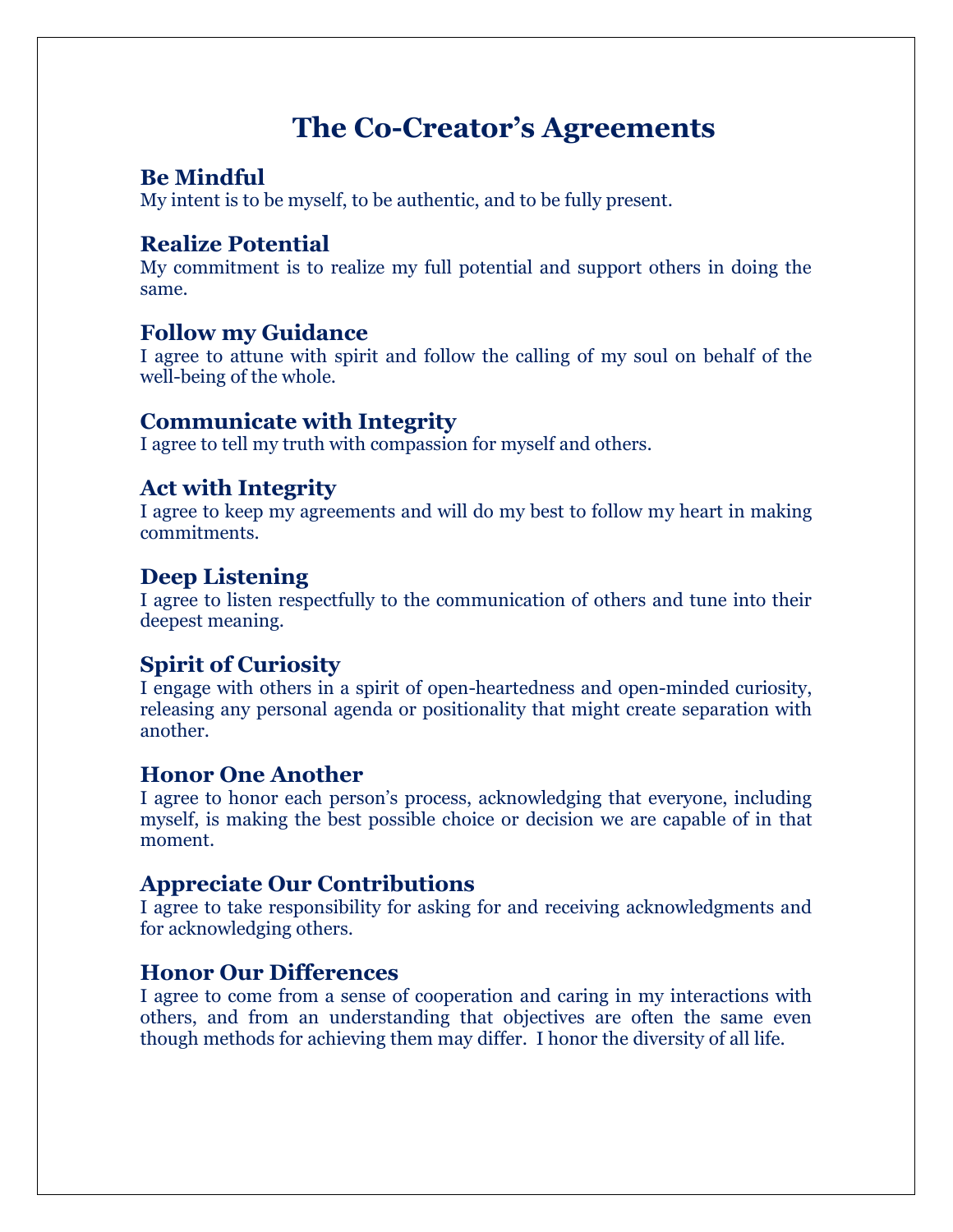# The Co-Creator's Agreements

## Be Mindful

My intent is to be myself, to be authentic, and to be fully present.

## Realize Potential

My commitment is to realize my full potential and support others in doing the same.

## Follow my Guidance

I agree to attune with spirit and follow the calling of my soul on behalf of the well-being of the whole.

## Communicate with Integrity

I agree to tell my truth with compassion for myself and others.

## Act with Integrity

I agree to keep my agreements and will do my best to follow my heart in making commitments.

## Deep Listening

I agree to listen respectfully to the communication of others and tune into their deepest meaning.

## Spirit of Curiosity

I engage with others in a spirit of open-heartedness and open-minded curiosity, releasing any personal agenda or positionality that might create separation with another.

## Honor One Another

I agree to honor each person's process, acknowledging that everyone, including myself, is making the best possible choice or decision we are capable of in that moment.

## Appreciate Our Contributions

I agree to take responsibility for asking for and receiving acknowledgments and for acknowledging others.

## Honor Our Differences

I agree to come from a sense of cooperation and caring in my interactions with others, and from an understanding that objectives are often the same even though methods for achieving them may differ. I honor the diversity of all life.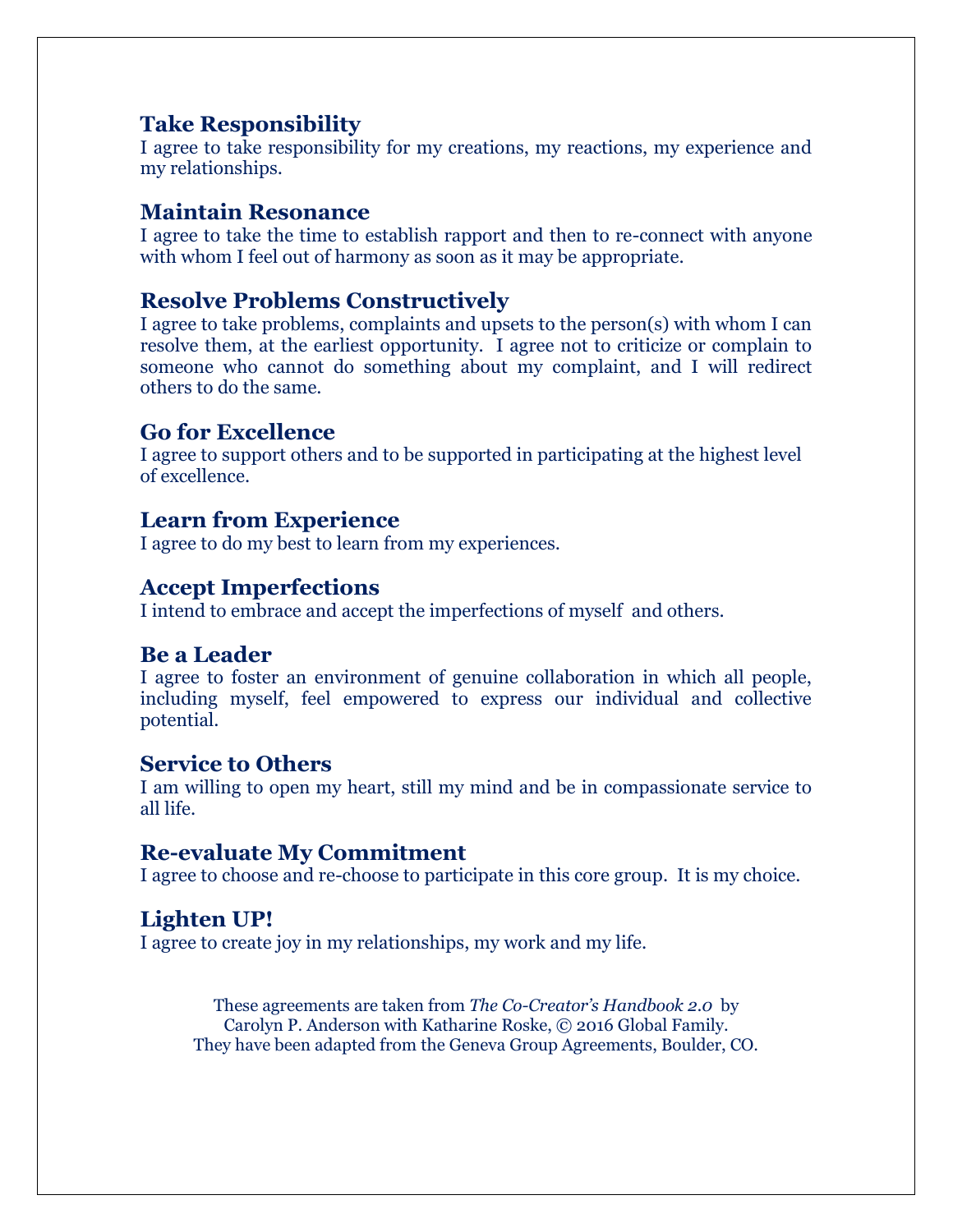### Take Responsibility

I agree to take responsibility for my creations, my reactions, my experience and my relationships.

### Maintain Resonance

I agree to take the time to establish rapport and then to re-connect with anyone with whom I feel out of harmony as soon as it may be appropriate.

### Resolve Problems Constructively

I agree to take problems, complaints and upsets to the person(s) with whom I can resolve them, at the earliest opportunity. I agree not to criticize or complain to someone who cannot do something about my complaint, and I will redirect others to do the same.

### Go for Excellence

I agree to support others and to be supported in participating at the highest level of excellence.

### Learn from Experience

I agree to do my best to learn from my experiences.

### Accept Imperfections

I intend to embrace and accept the imperfections of myself and others.

### Be a Leader

I agree to foster an environment of genuine collaboration in which all people, including myself, feel empowered to express our individual and collective potential.

### Service to Others

I am willing to open my heart, still my mind and be in compassionate service to all life.

### Re-evaluate My Commitment

I agree to choose and re-choose to participate in this core group. It is my choice.

### Lighten UP!

I agree to create joy in my relationships, my work and my life.

These agreements are taken from *The Co-Creator's Handbook 2.0* by Carolyn P. Anderson with Katharine Roske, © 2016 Global Family. They have been adapted from the Geneva Group Agreements, Boulder, CO.